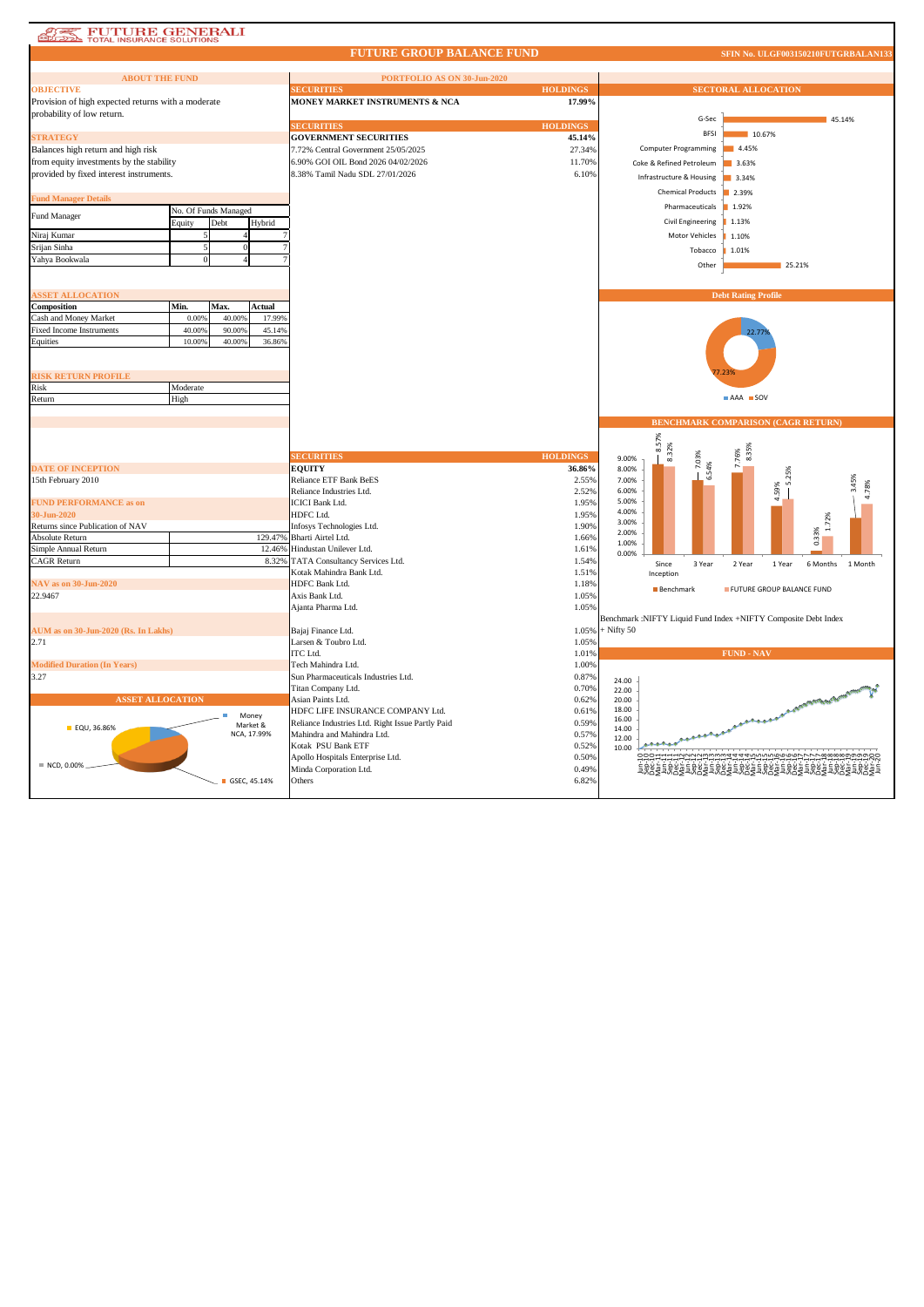# FUTURE GENERALI TOTAL INSURANCE SOLUTIONS

## FUTURE GROUP BALANCE FUND

SFIN No. ULGF003150210FUTGRBALAN133

### ABOUT THE FUND

**OBJECTIVE**

Provision of high expected returns with a moderate probability of low return.

**STRATEGY**

Balances high return and high risk from equity investments by the stability provided by fixed interest instruments.

**Fund Manager Details**

| Fund Manager | No. Of Funds Managed | | |
|---|---|---|---|
| | Equity | Debt | Hybrid |
| Niraj Kumar | 5 | 4 | 7 |
| Srijan Sinha | 5 | 0 | 7 |
| Yahya Bookwala | 0 | 4 | 7 |

**ASSET ALLOCATION**

| Composition | Min. | Max. | Actual |
|---|---|---|---|
| Cash and Money Market | 0.00% | 40.00% | 17.99% |
| Fixed Income Instruments | 40.00% | 90.00% | 45.14% |
| Equities | 10.00% | 40.00% | 36.86% |

**RISK RETURN PROFILE**

| | |
|---|---|
| Risk | Moderate |
| Return | High |

**DATE OF INCEPTION**

15th February 2010

**FUND PERFORMANCE as on 30-Jun-2020**

| Returns since Publication of NAV | |
|---|---|
| Absolute Return | 129.47% |
| Simple Annual Return | 12.46% |
| CAGR Return | 8.32% |

**NAV as on 30-Jun-2020**

22.9467

**AUM as on 30-Jun-2020 (Rs. In Lakhs)**

2.71

**Modified Duration (In Years)**

3.27

**ASSET ALLOCATION**

EQU, 36.86%; Money Market & NCA, 17.99%; NCD, 0.00%; GSEC, 45.14%

### PORTFOLIO AS ON 30-Jun-2020

| SECURITIES | HOLDINGS |
|---|---|
| **MONEY MARKET INSTRUMENTS & NCA** | **17.99%** |

| SECURITIES | HOLDINGS |
|---|---|
| **GOVERNMENT SECURITIES** | **45.14%** |
| 7.72% Central Government 25/05/2025 | 27.34% |
| 6.90% GOI OIL Bond 2026 04/02/2026 | 11.70% |
| 8.38% Tamil Nadu SDL 27/01/2026 | 6.10% |

| SECURITIES | HOLDINGS |
|---|---|
| **EQUITY** | **36.86%** |
| Reliance ETF Bank BeES | 2.55% |
| Reliance Industries Ltd. | 2.52% |
| ICICI Bank Ltd. | 1.95% |
| HDFC Ltd. | 1.95% |
| Infosys Technologies Ltd. | 1.90% |
| Bharti Airtel Ltd. | 1.66% |
| Hindustan Unilever Ltd. | 1.61% |
| TATA Consultancy Services Ltd. | 1.54% |
| Kotak Mahindra Bank Ltd. | 1.51% |
| HDFC Bank Ltd. | 1.18% |
| Axis Bank Ltd. | 1.05% |
| Ajanta Pharma Ltd. | 1.05% |
| Bajaj Finance Ltd. | 1.05% |
| Larsen & Toubro Ltd. | 1.05% |
| ITC Ltd. | 1.01% |
| Tech Mahindra Ltd. | 1.00% |
| Sun Pharmaceuticals Industries Ltd. | 0.87% |
| Titan Company Ltd. | 0.70% |
| Asian Paints Ltd. | 0.62% |
| HDFC LIFE INSURANCE COMPANY Ltd. | 0.61% |
| Reliance Industries Ltd. Right Issue Partly Paid | 0.59% |
| Mahindra and Mahindra Ltd. | 0.57% |
| Kotak PSU Bank ETF | 0.52% |
| Apollo Hospitals Enterprise Ltd. | 0.50% |
| Minda Corporation Ltd. | 0.49% |
| Others | 6.82% |

### SECTORAL ALLOCATION

| Sector | Allocation |
|---|---|
| G-Sec | 45.14% |
| BFSI | 10.67% |
| Computer Programming | 4.45% |
| Coke & Refined Petroleum | 3.63% |
| Infrastructure & Housing | 3.34% |
| Chemical Products | 2.39% |
| Pharmaceuticals | 1.92% |
| Civil Engineering | 1.13% |
| Motor Vehicles | 1.10% |
| Tobacco | 1.01% |
| Other | 25.21% |

### Debt Rating Profile

AAA: 22.77%; SOV: 77.23%

### BENCHMARK COMPARISON (CAGR RETURN)

| | Since Inception | 3 Year | 2 Year | 1 Year | 6 Months | 1 Month |
|---|---|---|---|---|---|---|
| Benchmark | 8.57% | 7.03% | 7.76% | 4.59% | 0.33% | 3.45% |
| FUTURE GROUP BALANCE FUND | 8.32% | 6.54% | 8.35% | 5.25% | 1.72% | 4.78% |

Benchmark :NIFTY Liquid Fund Index +NIFTY Composite Debt Index + Nifty 50

### FUND - NAV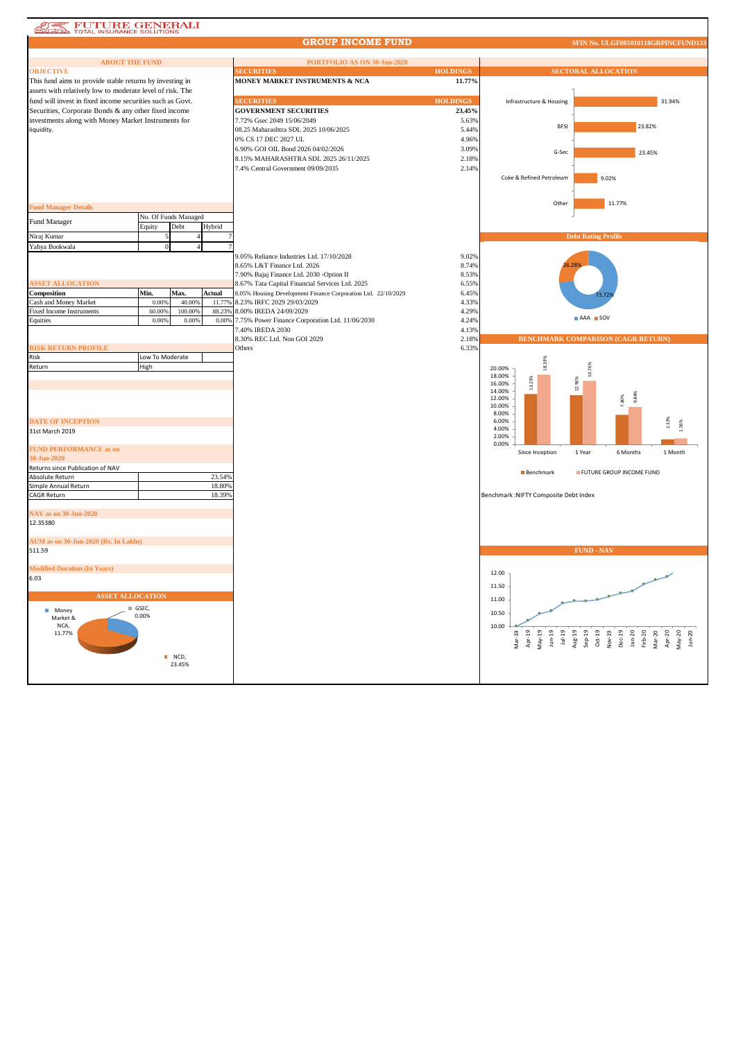FUTURE GENERALI TOTAL INSURANCE SOLUTIONS

# GROUP INCOME FUND

SFIN No. ULGF005010118GRPINCFUND133

## ABOUT THE FUND

**OBJECTIVE**

This fund aims to provide stable returns by investing in assets with relatively low to moderate level of risk. The fund will invest in fixed income securities such as Govt. Securities, Corporate Bonds & any other fixed income investments along with Money Market Instruments for liquidity.

**Fund Manager Details**

| Fund Manager | No. Of Funds Managed | | |
|---|---|---|---|
| | Equity | Debt | Hybrid |
| Niraj Kumar | 5 | 4 | 7 |
| Yahya Bookwala | 0 | 4 | 7 |

**ASSET ALLOCATION**

| Composition | Min. | Max. | Actual |
|---|---|---|---|
| Cash and Money Market | 0.00% | 40.00% | 11.77% |
| Fixed Income Instruments | 60.00% | 100.00% | 88.23% |
| Equities | 0.00% | 0.00% | 0.00% |

**RISK RETURN PROFILE**

| | |
|---|---|
| Risk | Low To Moderate |
| Return | High |

**DATE OF INCEPTION**

31st March 2019

**FUND PERFORMANCE as on 30-Jun-2020**

| Returns since Publication of NAV | |
|---|---|
| Absolute Return | 23.54% |
| Simple Annual Return | 18.80% |
| CAGR Return | 18.39% |

**NAV as on 30-Jun-2020**

12.35380

**AUM as on 30-Jun-2020 (Rs. In Lakhs)**

511.59

**Modified Duration (In Years)**

6.03

**ASSET ALLOCATION**

| Category | Allocation |
|---|---|
| Money Market & NCA | 11.77% |
| GSEC | 0.00% |
| NCD | 23.45% |

## PORTFOLIO AS ON 30-Jun-2020

| SECURITIES | HOLDINGS |
|---|---|
| **MONEY MARKET INSTRUMENTS & NCA** | **11.77%** |

| SECURITIES | HOLDINGS |
|---|---|
| **GOVERNMENT SECURITIES** | **23.45%** |
| 7.72% Gsec 2049 15/06/2049 | 5.63% |
| 08.25 Maharashtra SDL 2025 10/06/2025 | 5.44% |
| 0% CS 17 DEC 2027 UL | 4.96% |
| 6.90% GOI OIL Bond 2026 04/02/2026 | 3.09% |
| 8.15% MAHARASHTRA SDL 2025 26/11/2025 | 2.18% |
| 7.4% Central Government 09/09/2035 | 2.14% |

| SECURITIES | HOLDINGS |
|---|---|
| 9.05% Reliance Industries Ltd. 17/10/2028 | 9.02% |
| 8.65% L&T Finance Ltd. 2026 | 8.74% |
| 7.90% Bajaj Finance Ltd. 2030 -Option II | 8.53% |
| 8.67% Tata Capital Financial Services Ltd. 2025 | 6.55% |
| 8.05% Housing Development Finance Corporation Ltd. 22/10/2029 | 6.45% |
| 8.23% IRFC 2029 29/03/2029 | 4.33% |
| 8.00% IREDA 24/09/2029 | 4.29% |
| 7.75% Power Finance Corporation Ltd. 11/06/2030 | 4.24% |
| 7.40% IREDA 2030 | 4.13% |
| 8.30% REC Ltd. Non GOI 2029 | 2.18% |
| Others | 6.33% |

## SECTORAL ALLOCATION

| Sector | Allocation |
|---|---|
| Infrastructure & Housing | 31.94% |
| BFSI | 23.82% |
| G-Sec | 23.45% |
| Coke & Refined Petroleum | 9.02% |
| Other | 11.77% |

## Debt Rating Profile

| Rating | Allocation |
|---|---|
| AAA | 73.72% |
| SOV | 26.28% |

## BENCHMARK COMPARISON (CAGR RETURN)

| Period | Benchmark | FUTURE GROUP INCOME FUND |
|---|---|---|
| Since Inception | 13.23% | 18.39% |
| 1 Year | 12.96% | 16.76% |
| 6 Months | 7.80% | 9.84% |
| 1 Month | 1.32% | 1.56% |

Benchmark :NIFTY Composite Debt Index

## FUND - NAV

(Chart of NAV from Mar-19 to Jun-20, ranging from 10.00 to approximately 12.35)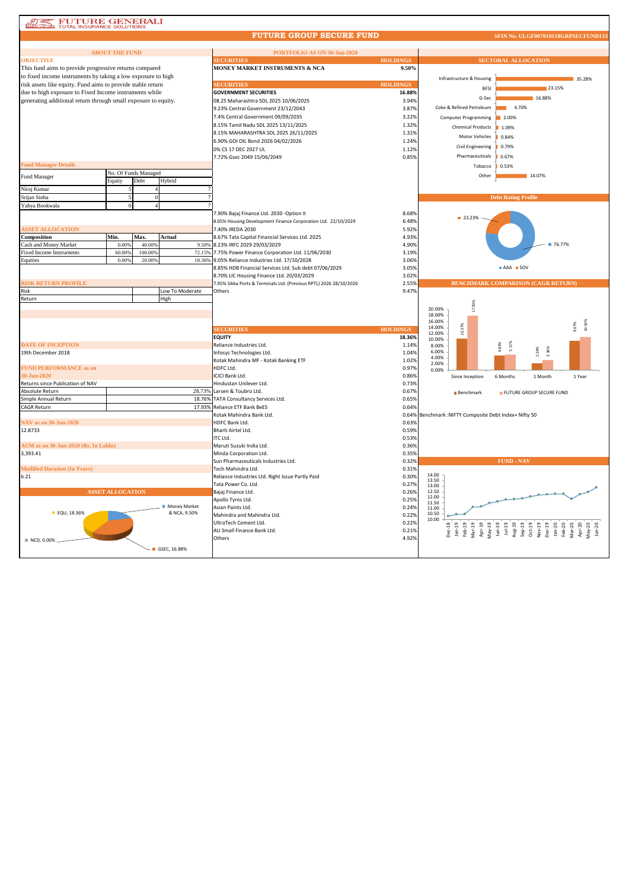FUTURE GENERALI TOTAL INSURANCE SOLUTIONS

# FUTURE GROUP SECURE FUND

SFIN No. ULGF007010118GRPSECFUND133

## ABOUT THE FUND

**OBJECTIVE**

This fund aims to provide progressive returns compared to fixed income instruments by taking a low exposure to high risk assets like equity. Fund aims to provide stable return due to high exposure to Fixed Income instruments while generating additional return through small exposure to equity.

**Fund Manager Details**

| Fund Manager | No. Of Funds Managed | | |
|---|---|---|---|
| | Equity | Debt | Hybrid |
| Niraj Kumar | 5 | 4 | 7 |
| Srijan Sinha | 5 | 0 | 7 |
| Yahya Bookwala | 0 | 4 | 7 |

**ASSET ALLOCATION**

| Composition | Min. | Max. | Actual |
|---|---|---|---|
| Cash and Money Market | 0.00% | 40.00% | 9.50% |
| Fixed Income Instruments | 60.00% | 100.00% | 72.15% |
| Equities | 0.00% | 20.00% | 18.36% |

**RISK RETURN PROFILE**

| | |
|---|---|
| Risk | Low To Moderate |
| Return | High |

**DATE OF INCEPTION**

19th December 2018

**FUND PERFORMANCE as on 30-Jun-2020**

| Returns since Publication of NAV | |
|---|---|
| Absolute Return | 28.73% |
| Simple Annual Return | 18.76% |
| CAGR Return | 17.93% |

**NAV as on 30-Jun-2020**

12.8733

**AUM as on 30-Jun-2020 (Rs. In Lakhs)**

3,393.41

**Modified Duration (In Years)**

6.21

**ASSET ALLOCATION**

EQU, 18.36%
Money Market & NCA, 9.50%
NCD, 0.00%
GSEC, 16.88%

## PORTFOLIO AS ON 30-Jun-2020

| SECURITIES | HOLDINGS |
|---|---|
| **MONEY MARKET INSTRUMENTS & NCA** | **9.50%** |

| SECURITIES | HOLDINGS |
|---|---|
| **GOVERNMENT SECURITIES** | **16.88%** |
| 08.25 Maharashtra SDL 2025 10/06/2025 | 3.94% |
| 9.23% Central Government 23/12/2043 | 3.87% |
| 7.4% Central Government 09/09/2035 | 3.22% |
| 8.15% Tamil Nadu SDL 2025 13/11/2025 | 1.32% |
| 8.15% MAHARASHTRA SDL 2025 26/11/2025 | 1.31% |
| 6.90% GOI OIL Bond 2026 04/02/2026 | 1.24% |
| 0% CS 17 DEC 2027 UL | 1.12% |
| 7.72% Gsec 2049 15/06/2049 | 0.85% |
| 7.90% Bajaj Finance Ltd. 2030 -Option II | 8.68% |
| 8.05% Housing Development Finance Corporation Ltd. 22/10/2029 | 6.48% |
| 7.40% IREDA 2030 | 5.92% |
| 8.67% Tata Capital Financial Services Ltd. 2025 | 4.93% |
| 8.23% IRFC 2029 29/03/2029 | 4.90% |
| 7.75% Power Finance Corporation Ltd. 11/06/2030 | 3.19% |
| 9.05% Reliance Industries Ltd. 17/10/2028 | 3.06% |
| 8.85% HDB Financial Services Ltd. Sub debt 07/06/2029 | 3.05% |
| 8.70% LIC Housing Finance Ltd. 20/03/2029 | 3.02% |
| 7.95% Sikka Ports & Terminals Ltd. (Previous RPTL) 2026 28/10/2026 | 2.55% |
| Others | 9.47% |

| SECURITIES | HOLDINGS |
|---|---|
| **EQUITY** | **18.36%** |
| Reliance Industries Ltd. | 1.14% |
| Infosys Technologies Ltd. | 1.04% |
| Kotak Mahindra MF - Kotak Banking ETF | 1.02% |
| HDFC Ltd. | 0.97% |
| ICICI Bank Ltd. | 0.86% |
| Hindustan Unilever Ltd. | 0.73% |
| Larsen & Toubro Ltd. | 0.67% |
| TATA Consultancy Services Ltd. | 0.65% |
| Reliance ETF Bank BeES | 0.64% |
| Kotak Mahindra Bank Ltd. | 0.64% |
| HDFC Bank Ltd. | 0.63% |
| Bharti Airtel Ltd. | 0.59% |
| ITC Ltd. | 0.53% |
| Maruti Suzuki India Ltd. | 0.36% |
| Minda Corporation Ltd. | 0.35% |
| Sun Pharmaceuticals Industries Ltd. | 0.32% |
| Tech Mahindra Ltd. | 0.31% |
| Reliance Industries Ltd. Right Issue Partly Paid | 0.30% |
| Tata Power Co. Ltd. | 0.27% |
| Bajaj Finance Ltd. | 0.26% |
| Apollo Tyres Ltd. | 0.25% |
| Asian Paints Ltd. | 0.24% |
| Mahindra and Mahindra Ltd. | 0.22% |
| UltraTech Cement Ltd. | 0.22% |
| AU Small Finance Bank Ltd. | 0.21% |
| Others | 4.92% |

## SECTORAL ALLOCATION

Infrastructure & Housing 35.28%
BFSI 23.15%
G-Sec 16.88%
Coke & Refined Petroleum 4.70%
Computer Programming 2.00%
Chemical Products 1.09%
Motor Vehicles 0.84%
Civil Engineering 0.79%
Pharmaceuticals 0.67%
Tobacco 0.53%
Other 14.07%

## Debt Rating Profile

23.23%
76.77%
AAA SOV

## BENCHMARK COMPARISON (CAGR RETURN)

Since Inception 10.37% 17.93%
6 Months 4.83% 5.11%
1 Month 2.26% 3.36%
1 Year 9.67% 10.92%

Benchmark FUTURE GROUP SECURE FUND

Benchmark :NIFTY Composite Debt Index+ Nifty 50

## FUND - NAV

14.00 13.50 13.00 12.50 12.00 11.50 11.00 10.50 10.00

Dec-18 Jan-19 Feb-19 Mar-19 Apr-19 May-19 Jun-19 Jul-19 Aug-19 Sep-19 Oct-19 Nov-19 Dec-19 Jan-20 Feb-20 Mar-20 Apr-20 May-20 Jun-20